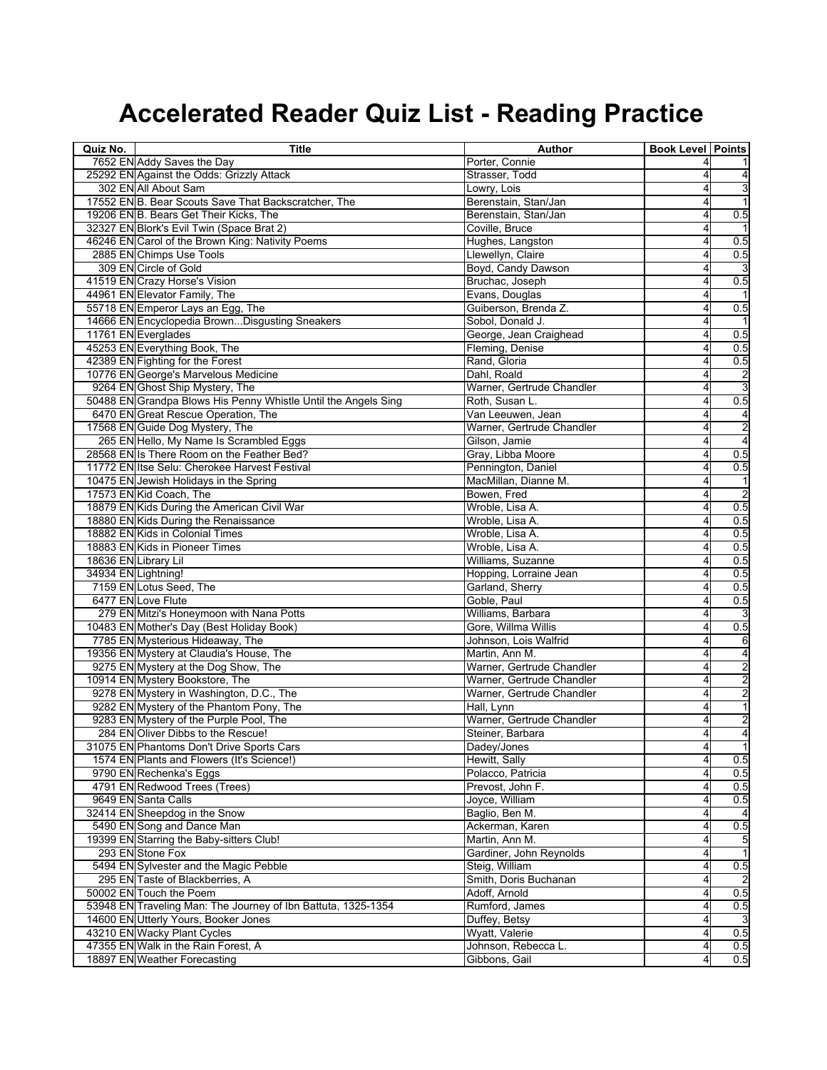# Accelerated Reader Quiz List - Reading Practice

| Quiz No. | Title | Author | Book Level | Points |
|---|---|---|---|---|
| 7652 EN | Addy Saves the Day | Porter, Connie | 4 | 1 |
| 25292 EN | Against the Odds: Grizzly Attack | Strasser, Todd | 4 | 4 |
| 302 EN | All About Sam | Lowry, Lois | 4 | 3 |
| 17552 EN | B. Bear Scouts Save That Backscratcher, The | Berenstain, Stan/Jan | 4 | 1 |
| 19206 EN | B. Bears Get Their Kicks, The | Berenstain, Stan/Jan | 4 | 0.5 |
| 32327 EN | Blork's Evil Twin (Space Brat 2) | Coville, Bruce | 4 | 1 |
| 46246 EN | Carol of the Brown King: Nativity Poems | Hughes, Langston | 4 | 0.5 |
| 2885 EN | Chimps Use Tools | Llewellyn, Claire | 4 | 0.5 |
| 309 EN | Circle of Gold | Boyd, Candy Dawson | 4 | 3 |
| 41519 EN | Crazy Horse's Vision | Bruchac, Joseph | 4 | 0.5 |
| 44961 EN | Elevator Family, The | Evans, Douglas | 4 | 1 |
| 55718 EN | Emperor Lays an Egg, The | Guiberson, Brenda Z. | 4 | 0.5 |
| 14666 EN | Encyclopedia Brown...Disgusting Sneakers | Sobol, Donald J. | 4 | 1 |
| 11761 EN | Everglades | George, Jean Craighead | 4 | 0.5 |
| 45253 EN | Everything Book, The | Fleming, Denise | 4 | 0.5 |
| 42389 EN | Fighting for the Forest | Rand, Gloria | 4 | 0.5 |
| 10776 EN | George's Marvelous Medicine | Dahl, Roald | 4 | 2 |
| 9264 EN | Ghost Ship Mystery, The | Warner, Gertrude Chandler | 4 | 3 |
| 50488 EN | Grandpa Blows His Penny Whistle Until the Angels Sing | Roth, Susan L. | 4 | 0.5 |
| 6470 EN | Great Rescue Operation, The | Van Leeuwen, Jean | 4 | 4 |
| 17568 EN | Guide Dog Mystery, The | Warner, Gertrude Chandler | 4 | 2 |
| 265 EN | Hello, My Name Is Scrambled Eggs | Gilson, Jamie | 4 | 4 |
| 28568 EN | Is There Room on the Feather Bed? | Gray, Libba Moore | 4 | 0.5 |
| 11772 EN | Itse Selu: Cherokee Harvest Festival | Pennington, Daniel | 4 | 0.5 |
| 10475 EN | Jewish Holidays in the Spring | MacMillan, Dianne M. | 4 | 1 |
| 17573 EN | Kid Coach, The | Bowen, Fred | 4 | 2 |
| 18879 EN | Kids During the American Civil War | Wroble, Lisa A. | 4 | 0.5 |
| 18880 EN | Kids During the Renaissance | Wroble, Lisa A. | 4 | 0.5 |
| 18882 EN | Kids in Colonial Times | Wroble, Lisa A. | 4 | 0.5 |
| 18883 EN | Kids in Pioneer Times | Wroble, Lisa A. | 4 | 0.5 |
| 18636 EN | Library Lil | Williams, Suzanne | 4 | 0.5 |
| 34934 EN | Lightning! | Hopping, Lorraine Jean | 4 | 0.5 |
| 7159 EN | Lotus Seed, The | Garland, Sherry | 4 | 0.5 |
| 6477 EN | Love Flute | Goble, Paul | 4 | 0.5 |
| 279 EN | Mitzi's Honeymoon with Nana Potts | Williams, Barbara | 4 | 3 |
| 10483 EN | Mother's Day (Best Holiday Book) | Gore, Willma Willis | 4 | 0.5 |
| 7785 EN | Mysterious Hideaway, The | Johnson, Lois Walfrid | 4 | 6 |
| 19356 EN | Mystery at Claudia's House, The | Martin, Ann M. | 4 | 4 |
| 9275 EN | Mystery at the Dog Show, The | Warner, Gertrude Chandler | 4 | 2 |
| 10914 EN | Mystery Bookstore, The | Warner, Gertrude Chandler | 4 | 2 |
| 9278 EN | Mystery in Washington, D.C., The | Warner, Gertrude Chandler | 4 | 2 |
| 9282 EN | Mystery of the Phantom Pony, The | Hall, Lynn | 4 | 1 |
| 9283 EN | Mystery of the Purple Pool, The | Warner, Gertrude Chandler | 4 | 2 |
| 284 EN | Oliver Dibbs to the Rescue! | Steiner, Barbara | 4 | 4 |
| 31075 EN | Phantoms Don't Drive Sports Cars | Dadey/Jones | 4 | 1 |
| 1574 EN | Plants and Flowers (It's Science!) | Hewitt, Sally | 4 | 0.5 |
| 9790 EN | Rechenka's Eggs | Polacco, Patricia | 4 | 0.5 |
| 4791 EN | Redwood Trees (Trees) | Prevost, John F. | 4 | 0.5 |
| 9649 EN | Santa Calls | Joyce, William | 4 | 0.5 |
| 32414 EN | Sheepdog in the Snow | Baglio, Ben M. | 4 | 4 |
| 5490 EN | Song and Dance Man | Ackerman, Karen | 4 | 0.5 |
| 19399 EN | Starring the Baby-sitters Club! | Martin, Ann M. | 4 | 5 |
| 293 EN | Stone Fox | Gardiner, John Reynolds | 4 | 1 |
| 5494 EN | Sylvester and the Magic Pebble | Steig, William | 4 | 0.5 |
| 295 EN | Taste of Blackberries, A | Smith, Doris Buchanan | 4 | 2 |
| 50002 EN | Touch the Poem | Adoff, Arnold | 4 | 0.5 |
| 53948 EN | Traveling Man: The Journey of Ibn Battuta, 1325-1354 | Rumford, James | 4 | 0.5 |
| 14600 EN | Utterly Yours, Booker Jones | Duffey, Betsy | 4 | 3 |
| 43210 EN | Wacky Plant Cycles | Wyatt, Valerie | 4 | 0.5 |
| 47355 EN | Walk in the Rain Forest, A | Johnson, Rebecca L. | 4 | 0.5 |
| 18897 EN | Weather Forecasting | Gibbons, Gail | 4 | 0.5 |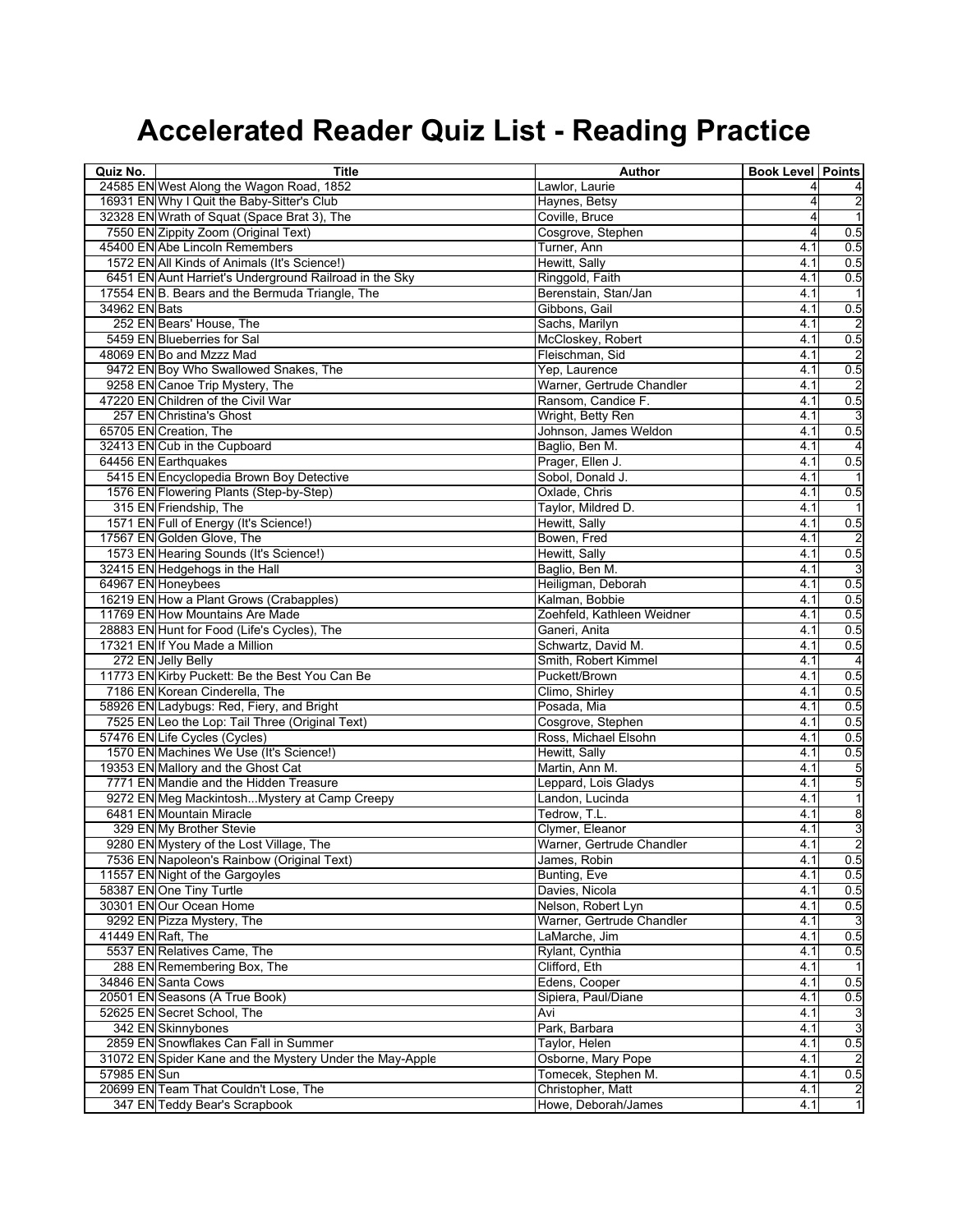# Accelerated Reader Quiz List - Reading Practice

| Quiz No. | Title | Author | Book Level | Points |
|---|---|---|---|---|
| 24585 EN | West Along the Wagon Road, 1852 | Lawlor, Laurie | 4 | 4 |
| 16931 EN | Why I Quit the Baby-Sitter's Club | Haynes, Betsy | 4 | 2 |
| 32328 EN | Wrath of Squat (Space Brat 3), The | Coville, Bruce | 4 | 1 |
| 7550 EN | Zippity Zoom (Original Text) | Cosgrove, Stephen | 4 | 0.5 |
| 45400 EN | Abe Lincoln Remembers | Turner, Ann | 4.1 | 0.5 |
| 1572 EN | All Kinds of Animals (It's Science!) | Hewitt, Sally | 4.1 | 0.5 |
| 6451 EN | Aunt Harriet's Underground Railroad in the Sky | Ringgold, Faith | 4.1 | 0.5 |
| 17554 EN | B. Bears and the Bermuda Triangle, The | Berenstain, Stan/Jan | 4.1 | 1 |
| 34962 EN | Bats | Gibbons, Gail | 4.1 | 0.5 |
| 252 EN | Bears' House, The | Sachs, Marilyn | 4.1 | 2 |
| 5459 EN | Blueberries for Sal | McCloskey, Robert | 4.1 | 0.5 |
| 48069 EN | Bo and Mzzz Mad | Fleischman, Sid | 4.1 | 2 |
| 9472 EN | Boy Who Swallowed Snakes, The | Yep, Laurence | 4.1 | 0.5 |
| 9258 EN | Canoe Trip Mystery, The | Warner, Gertrude Chandler | 4.1 | 2 |
| 47220 EN | Children of the Civil War | Ransom, Candice F. | 4.1 | 0.5 |
| 257 EN | Christina's Ghost | Wright, Betty Ren | 4.1 | 3 |
| 65705 EN | Creation, The | Johnson, James Weldon | 4.1 | 0.5 |
| 32413 EN | Cub in the Cupboard | Baglio, Ben M. | 4.1 | 4 |
| 64456 EN | Earthquakes | Prager, Ellen J. | 4.1 | 0.5 |
| 5415 EN | Encyclopedia Brown Boy Detective | Sobol, Donald J. | 4.1 | 1 |
| 1576 EN | Flowering Plants (Step-by-Step) | Oxlade, Chris | 4.1 | 0.5 |
| 315 EN | Friendship, The | Taylor, Mildred D. | 4.1 | 1 |
| 1571 EN | Full of Energy (It's Science!) | Hewitt, Sally | 4.1 | 0.5 |
| 17567 EN | Golden Glove, The | Bowen, Fred | 4.1 | 2 |
| 1573 EN | Hearing Sounds (It's Science!) | Hewitt, Sally | 4.1 | 0.5 |
| 32415 EN | Hedgehogs in the Hall | Baglio, Ben M. | 4.1 | 3 |
| 64967 EN | Honeybees | Heiligman, Deborah | 4.1 | 0.5 |
| 16219 EN | How a Plant Grows (Crabapples) | Kalman, Bobbie | 4.1 | 0.5 |
| 11769 EN | How Mountains Are Made | Zoehfeld, Kathleen Weidner | 4.1 | 0.5 |
| 28883 EN | Hunt for Food (Life's Cycles), The | Ganeri, Anita | 4.1 | 0.5 |
| 17321 EN | If You Made a Million | Schwartz, David M. | 4.1 | 0.5 |
| 272 EN | Jelly Belly | Smith, Robert Kimmel | 4.1 | 4 |
| 11773 EN | Kirby Puckett: Be the Best You Can Be | Puckett/Brown | 4.1 | 0.5 |
| 7186 EN | Korean Cinderella, The | Climo, Shirley | 4.1 | 0.5 |
| 58926 EN | Ladybugs: Red, Fiery, and Bright | Posada, Mia | 4.1 | 0.5 |
| 7525 EN | Leo the Lop: Tail Three (Original Text) | Cosgrove, Stephen | 4.1 | 0.5 |
| 57476 EN | Life Cycles (Cycles) | Ross, Michael Elsohn | 4.1 | 0.5 |
| 1570 EN | Machines We Use (It's Science!) | Hewitt, Sally | 4.1 | 0.5 |
| 19353 EN | Mallory and the Ghost Cat | Martin, Ann M. | 4.1 | 5 |
| 7771 EN | Mandie and the Hidden Treasure | Leppard, Lois Gladys | 4.1 | 5 |
| 9272 EN | Meg Mackintosh...Mystery at Camp Creepy | Landon, Lucinda | 4.1 | 1 |
| 6481 EN | Mountain Miracle | Tedrow, T.L. | 4.1 | 8 |
| 329 EN | My Brother Stevie | Clymer, Eleanor | 4.1 | 3 |
| 9280 EN | Mystery of the Lost Village, The | Warner, Gertrude Chandler | 4.1 | 2 |
| 7536 EN | Napoleon's Rainbow (Original Text) | James, Robin | 4.1 | 0.5 |
| 11557 EN | Night of the Gargoyles | Bunting, Eve | 4.1 | 0.5 |
| 58387 EN | One Tiny Turtle | Davies, Nicola | 4.1 | 0.5 |
| 30301 EN | Our Ocean Home | Nelson, Robert Lyn | 4.1 | 0.5 |
| 9292 EN | Pizza Mystery, The | Warner, Gertrude Chandler | 4.1 | 3 |
| 41449 EN | Raft, The | LaMarche, Jim | 4.1 | 0.5 |
| 5537 EN | Relatives Came, The | Rylant, Cynthia | 4.1 | 0.5 |
| 288 EN | Remembering Box, The | Clifford, Eth | 4.1 | 1 |
| 34846 EN | Santa Cows | Edens, Cooper | 4.1 | 0.5 |
| 20501 EN | Seasons (A True Book) | Sipiera, Paul/Diane | 4.1 | 0.5 |
| 52625 EN | Secret School, The | Avi | 4.1 | 3 |
| 342 EN | Skinnybones | Park, Barbara | 4.1 | 3 |
| 2859 EN | Snowflakes Can Fall in Summer | Taylor, Helen | 4.1 | 0.5 |
| 31072 EN | Spider Kane and the Mystery Under the May-Apple | Osborne, Mary Pope | 4.1 | 2 |
| 57985 EN | Sun | Tomecek, Stephen M. | 4.1 | 0.5 |
| 20699 EN | Team That Couldn't Lose, The | Christopher, Matt | 4.1 | 2 |
| 347 EN | Teddy Bear's Scrapbook | Howe, Deborah/James | 4.1 | 1 |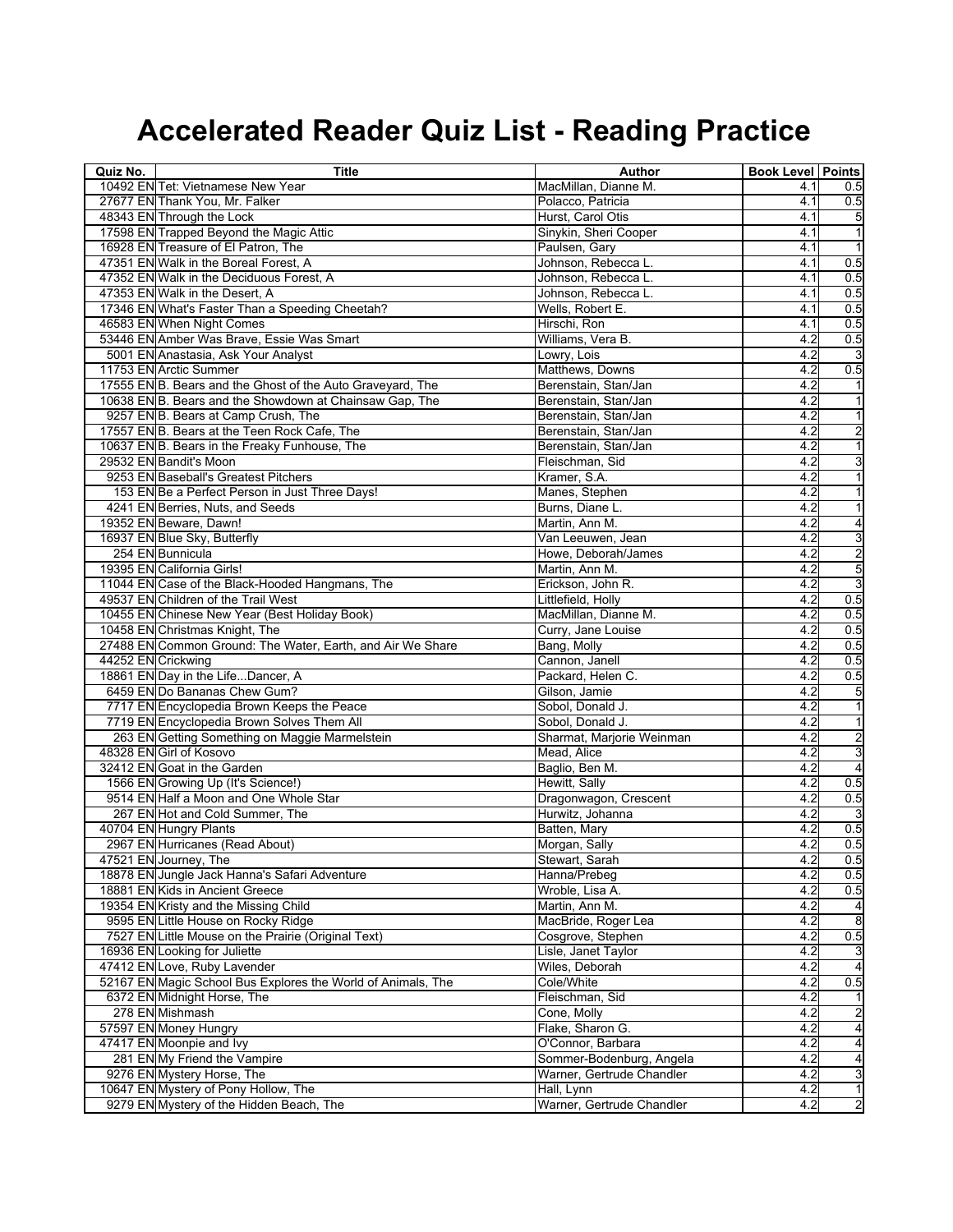# Accelerated Reader Quiz List - Reading Practice

| Quiz No. | Title | Author | Book Level | Points |
|---|---|---|---|---|
| 10492 EN | Tet: Vietnamese New Year | MacMillan, Dianne M. | 4.1 | 0.5 |
| 27677 EN | Thank You, Mr. Falker | Polacco, Patricia | 4.1 | 0.5 |
| 48343 EN | Through the Lock | Hurst, Carol Otis | 4.1 | 5 |
| 17598 EN | Trapped Beyond the Magic Attic | Sinykin, Sheri Cooper | 4.1 | 1 |
| 16928 EN | Treasure of El Patron, The | Paulsen, Gary | 4.1 | 1 |
| 47351 EN | Walk in the Boreal Forest, A | Johnson, Rebecca L. | 4.1 | 0.5 |
| 47352 EN | Walk in the Deciduous Forest, A | Johnson, Rebecca L. | 4.1 | 0.5 |
| 47353 EN | Walk in the Desert, A | Johnson, Rebecca L. | 4.1 | 0.5 |
| 17346 EN | What's Faster Than a Speeding Cheetah? | Wells, Robert E. | 4.1 | 0.5 |
| 46583 EN | When Night Comes | Hirschi, Ron | 4.1 | 0.5 |
| 53446 EN | Amber Was Brave, Essie Was Smart | Williams, Vera B. | 4.2 | 0.5 |
| 5001 EN | Anastasia, Ask Your Analyst | Lowry, Lois | 4.2 | 3 |
| 11753 EN | Arctic Summer | Matthews, Downs | 4.2 | 0.5 |
| 17555 EN | B. Bears and the Ghost of the Auto Graveyard, The | Berenstain, Stan/Jan | 4.2 | 1 |
| 10638 EN | B. Bears and the Showdown at Chainsaw Gap, The | Berenstain, Stan/Jan | 4.2 | 1 |
| 9257 EN | B. Bears at Camp Crush, The | Berenstain, Stan/Jan | 4.2 | 1 |
| 17557 EN | B. Bears at the Teen Rock Cafe, The | Berenstain, Stan/Jan | 4.2 | 2 |
| 10637 EN | B. Bears in the Freaky Funhouse, The | Berenstain, Stan/Jan | 4.2 | 1 |
| 29532 EN | Bandit's Moon | Fleischman, Sid | 4.2 | 3 |
| 9253 EN | Baseball's Greatest Pitchers | Kramer, S.A. | 4.2 | 1 |
| 153 EN | Be a Perfect Person in Just Three Days! | Manes, Stephen | 4.2 | 1 |
| 4241 EN | Berries, Nuts, and Seeds | Burns, Diane L. | 4.2 | 1 |
| 19352 EN | Beware, Dawn! | Martin, Ann M. | 4.2 | 4 |
| 16937 EN | Blue Sky, Butterfly | Van Leeuwen, Jean | 4.2 | 3 |
| 254 EN | Bunnicula | Howe, Deborah/James | 4.2 | 2 |
| 19395 EN | California Girls! | Martin, Ann M. | 4.2 | 5 |
| 11044 EN | Case of the Black-Hooded Hangmans, The | Erickson, John R. | 4.2 | 3 |
| 49537 EN | Children of the Trail West | Littlefield, Holly | 4.2 | 0.5 |
| 10455 EN | Chinese New Year (Best Holiday Book) | MacMillan, Dianne M. | 4.2 | 0.5 |
| 10458 EN | Christmas Knight, The | Curry, Jane Louise | 4.2 | 0.5 |
| 27488 EN | Common Ground: The Water, Earth, and Air We Share | Bang, Molly | 4.2 | 0.5 |
| 44252 EN | Crickwing | Cannon, Janell | 4.2 | 0.5 |
| 18861 EN | Day in the Life...Dancer, A | Packard, Helen C. | 4.2 | 0.5 |
| 6459 EN | Do Bananas Chew Gum? | Gilson, Jamie | 4.2 | 5 |
| 7717 EN | Encyclopedia Brown Keeps the Peace | Sobol, Donald J. | 4.2 | 1 |
| 7719 EN | Encyclopedia Brown Solves Them All | Sobol, Donald J. | 4.2 | 1 |
| 263 EN | Getting Something on Maggie Marmelstein | Sharmat, Marjorie Weinman | 4.2 | 2 |
| 48328 EN | Girl of Kosovo | Mead, Alice | 4.2 | 3 |
| 32412 EN | Goat in the Garden | Baglio, Ben M. | 4.2 | 4 |
| 1566 EN | Growing Up (It's Science!) | Hewitt, Sally | 4.2 | 0.5 |
| 9514 EN | Half a Moon and One Whole Star | Dragonwagon, Crescent | 4.2 | 0.5 |
| 267 EN | Hot and Cold Summer, The | Hurwitz, Johanna | 4.2 | 3 |
| 40704 EN | Hungry Plants | Batten, Mary | 4.2 | 0.5 |
| 2967 EN | Hurricanes (Read About) | Morgan, Sally | 4.2 | 0.5 |
| 47521 EN | Journey, The | Stewart, Sarah | 4.2 | 0.5 |
| 18878 EN | Jungle Jack Hanna's Safari Adventure | Hanna/Prebeg | 4.2 | 0.5 |
| 18881 EN | Kids in Ancient Greece | Wroble, Lisa A. | 4.2 | 0.5 |
| 19354 EN | Kristy and the Missing Child | Martin, Ann M. | 4.2 | 4 |
| 9595 EN | Little House on Rocky Ridge | MacBride, Roger Lea | 4.2 | 8 |
| 7527 EN | Little Mouse on the Prairie (Original Text) | Cosgrove, Stephen | 4.2 | 0.5 |
| 16936 EN | Looking for Juliette | Lisle, Janet Taylor | 4.2 | 3 |
| 47412 EN | Love, Ruby Lavender | Wiles, Deborah | 4.2 | 4 |
| 52167 EN | Magic School Bus Explores the World of Animals, The | Cole/White | 4.2 | 0.5 |
| 6372 EN | Midnight Horse, The | Fleischman, Sid | 4.2 | 1 |
| 278 EN | Mishmash | Cone, Molly | 4.2 | 2 |
| 57597 EN | Money Hungry | Flake, Sharon G. | 4.2 | 4 |
| 47417 EN | Moonpie and Ivy | O'Connor, Barbara | 4.2 | 4 |
| 281 EN | My Friend the Vampire | Sommer-Bodenburg, Angela | 4.2 | 4 |
| 9276 EN | Mystery Horse, The | Warner, Gertrude Chandler | 4.2 | 3 |
| 10647 EN | Mystery of Pony Hollow, The | Hall, Lynn | 4.2 | 1 |
| 9279 EN | Mystery of the Hidden Beach, The | Warner, Gertrude Chandler | 4.2 | 2 |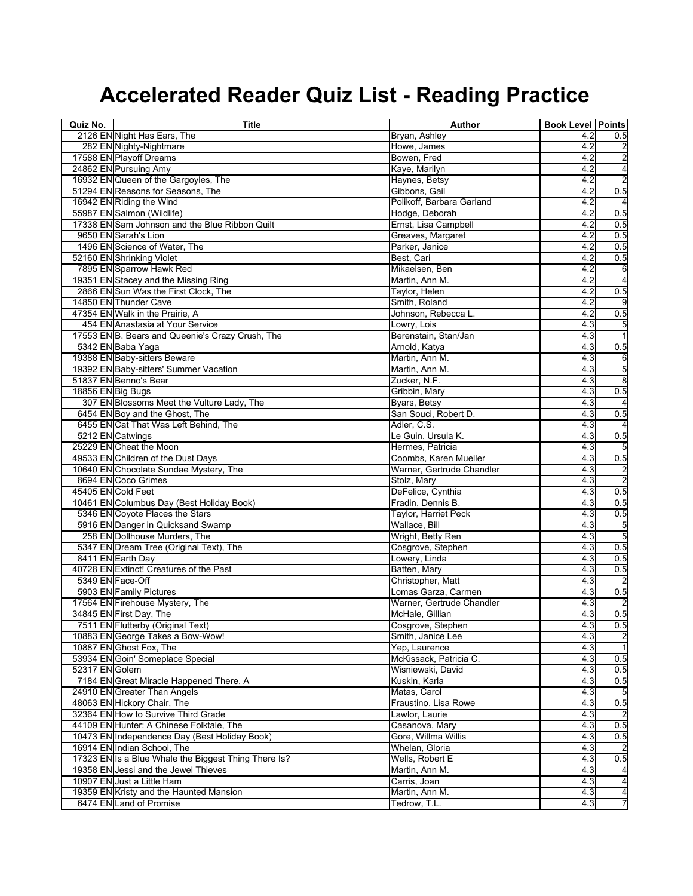# Accelerated Reader Quiz List - Reading Practice

| Quiz No. | Title | Author | Book Level | Points |
|---|---|---|---|---|
| 2126 EN | Night Has Ears, The | Bryan, Ashley | 4.2 | 0.5 |
| 282 EN | Nighty-Nightmare | Howe, James | 4.2 | 2 |
| 17588 EN | Playoff Dreams | Bowen, Fred | 4.2 | 2 |
| 24862 EN | Pursuing Amy | Kaye, Marilyn | 4.2 | 4 |
| 16932 EN | Queen of the Gargoyles, The | Haynes, Betsy | 4.2 | 2 |
| 51294 EN | Reasons for Seasons, The | Gibbons, Gail | 4.2 | 0.5 |
| 16942 EN | Riding the Wind | Polikoff, Barbara Garland | 4.2 | 4 |
| 55987 EN | Salmon (Wildlife) | Hodge, Deborah | 4.2 | 0.5 |
| 17338 EN | Sam Johnson and the Blue Ribbon Quilt | Ernst, Lisa Campbell | 4.2 | 0.5 |
| 9650 EN | Sarah's Lion | Greaves, Margaret | 4.2 | 0.5 |
| 1496 EN | Science of Water, The | Parker, Janice | 4.2 | 0.5 |
| 52160 EN | Shrinking Violet | Best, Cari | 4.2 | 0.5 |
| 7895 EN | Sparrow Hawk Red | Mikaelsen, Ben | 4.2 | 6 |
| 19351 EN | Stacey and the Missing Ring | Martin, Ann M. | 4.2 | 4 |
| 2866 EN | Sun Was the First Clock, The | Taylor, Helen | 4.2 | 0.5 |
| 14850 EN | Thunder Cave | Smith, Roland | 4.2 | 9 |
| 47354 EN | Walk in the Prairie, A | Johnson, Rebecca L. | 4.2 | 0.5 |
| 454 EN | Anastasia at Your Service | Lowry, Lois | 4.3 | 5 |
| 17553 EN | B. Bears and Queenie's Crazy Crush, The | Berenstain, Stan/Jan | 4.3 | 1 |
| 5342 EN | Baba Yaga | Arnold, Katya | 4.3 | 0.5 |
| 19388 EN | Baby-sitters Beware | Martin, Ann M. | 4.3 | 6 |
| 19392 EN | Baby-sitters' Summer Vacation | Martin, Ann M. | 4.3 | 5 |
| 51837 EN | Benno's Bear | Zucker, N.F. | 4.3 | 8 |
| 18856 EN | Big Bugs | Gribbin, Mary | 4.3 | 0.5 |
| 307 EN | Blossoms Meet the Vulture Lady, The | Byars, Betsy | 4.3 | 4 |
| 6454 EN | Boy and the Ghost, The | San Souci, Robert D. | 4.3 | 0.5 |
| 6455 EN | Cat That Was Left Behind, The | Adler, C.S. | 4.3 | 4 |
| 5212 EN | Catwings | Le Guin, Ursula K. | 4.3 | 0.5 |
| 25229 EN | Cheat the Moon | Hermes, Patricia | 4.3 | 5 |
| 49533 EN | Children of the Dust Days | Coombs, Karen Mueller | 4.3 | 0.5 |
| 10640 EN | Chocolate Sundae Mystery, The | Warner, Gertrude Chandler | 4.3 | 2 |
| 8694 EN | Coco Grimes | Stolz, Mary | 4.3 | 2 |
| 45405 EN | Cold Feet | DeFelice, Cynthia | 4.3 | 0.5 |
| 10461 EN | Columbus Day (Best Holiday Book) | Fradin, Dennis B. | 4.3 | 0.5 |
| 5346 EN | Coyote Places the Stars | Taylor, Harriet Peck | 4.3 | 0.5 |
| 5916 EN | Danger in Quicksand Swamp | Wallace, Bill | 4.3 | 5 |
| 258 EN | Dollhouse Murders, The | Wright, Betty Ren | 4.3 | 5 |
| 5347 EN | Dream Tree (Original Text), The | Cosgrove, Stephen | 4.3 | 0.5 |
| 8411 EN | Earth Day | Lowery, Linda | 4.3 | 0.5 |
| 40728 EN | Extinct! Creatures of the Past | Batten, Mary | 4.3 | 0.5 |
| 5349 EN | Face-Off | Christopher, Matt | 4.3 | 2 |
| 5903 EN | Family Pictures | Lomas Garza, Carmen | 4.3 | 0.5 |
| 17564 EN | Firehouse Mystery, The | Warner, Gertrude Chandler | 4.3 | 2 |
| 34845 EN | First Day, The | McHale, Gillian | 4.3 | 0.5 |
| 7511 EN | Flutterby (Original Text) | Cosgrove, Stephen | 4.3 | 0.5 |
| 10883 EN | George Takes a Bow-Wow! | Smith, Janice Lee | 4.3 | 2 |
| 10887 EN | Ghost Fox, The | Yep, Laurence | 4.3 | 1 |
| 53934 EN | Goin' Someplace Special | McKissack, Patricia C. | 4.3 | 0.5 |
| 52317 EN | Golem | Wisniewski, David | 4.3 | 0.5 |
| 7184 EN | Great Miracle Happened There, A | Kuskin, Karla | 4.3 | 0.5 |
| 24910 EN | Greater Than Angels | Matas, Carol | 4.3 | 5 |
| 48063 EN | Hickory Chair, The | Fraustino, Lisa Rowe | 4.3 | 0.5 |
| 32364 EN | How to Survive Third Grade | Lawlor, Laurie | 4.3 | 2 |
| 44109 EN | Hunter: A Chinese Folktale, The | Casanova, Mary | 4.3 | 0.5 |
| 10473 EN | Independence Day (Best Holiday Book) | Gore, Willma Willis | 4.3 | 0.5 |
| 16914 EN | Indian School, The | Whelan, Gloria | 4.3 | 2 |
| 17323 EN | Is a Blue Whale the Biggest Thing There Is? | Wells, Robert E | 4.3 | 0.5 |
| 19358 EN | Jessi and the Jewel Thieves | Martin, Ann M. | 4.3 | 4 |
| 10907 EN | Just a Little Ham | Carris, Joan | 4.3 | 4 |
| 19359 EN | Kristy and the Haunted Mansion | Martin, Ann M. | 4.3 | 4 |
| 6474 EN | Land of Promise | Tedrow, T.L. | 4.3 | 7 |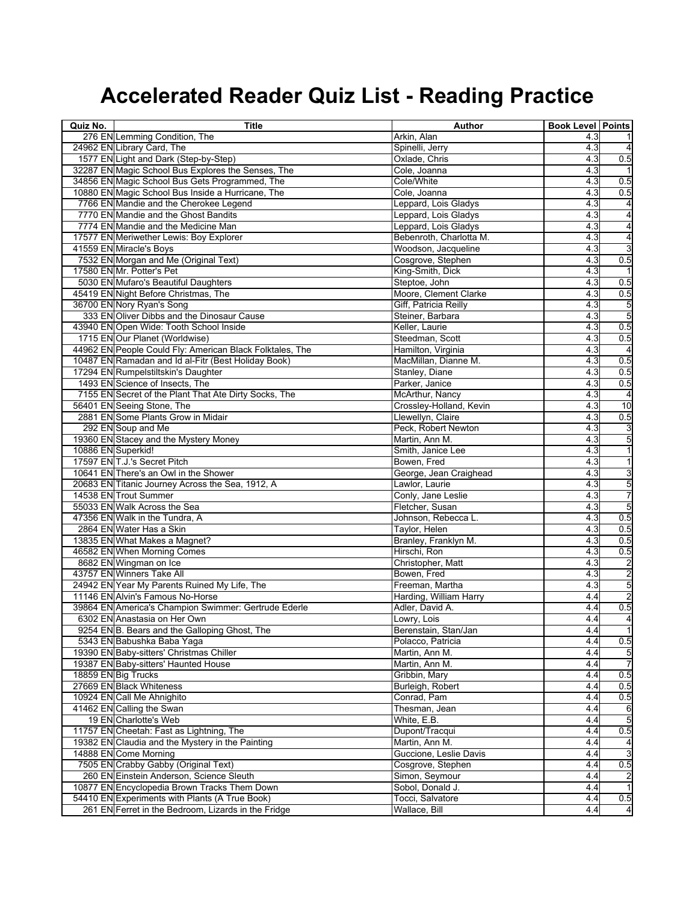# Accelerated Reader Quiz List - Reading Practice

| Quiz No. | Title | Author | Book Level | Points |
|---|---|---|---|---|
| 276 EN | Lemming Condition, The | Arkin, Alan | 4.3 | 1 |
| 24962 EN | Library Card, The | Spinelli, Jerry | 4.3 | 4 |
| 1577 EN | Light and Dark (Step-by-Step) | Oxlade, Chris | 4.3 | 0.5 |
| 32287 EN | Magic School Bus Explores the Senses, The | Cole, Joanna | 4.3 | 1 |
| 34856 EN | Magic School Bus Gets Programmed, The | Cole/White | 4.3 | 0.5 |
| 10880 EN | Magic School Bus Inside a Hurricane, The | Cole, Joanna | 4.3 | 0.5 |
| 7766 EN | Mandie and the Cherokee Legend | Leppard, Lois Gladys | 4.3 | 4 |
| 7770 EN | Mandie and the Ghost Bandits | Leppard, Lois Gladys | 4.3 | 4 |
| 7774 EN | Mandie and the Medicine Man | Leppard, Lois Gladys | 4.3 | 4 |
| 17577 EN | Meriwether Lewis: Boy Explorer | Bebenroth, Charlotta M. | 4.3 | 4 |
| 41559 EN | Miracle's Boys | Woodson, Jacqueline | 4.3 | 3 |
| 7532 EN | Morgan and Me (Original Text) | Cosgrove, Stephen | 4.3 | 0.5 |
| 17580 EN | Mr. Potter's Pet | King-Smith, Dick | 4.3 | 1 |
| 5030 EN | Mufaro's Beautiful Daughters | Steptoe, John | 4.3 | 0.5 |
| 45419 EN | Night Before Christmas, The | Moore, Clement Clarke | 4.3 | 0.5 |
| 36700 EN | Nory Ryan's Song | Giff, Patricia Reilly | 4.3 | 5 |
| 333 EN | Oliver Dibbs and the Dinosaur Cause | Steiner, Barbara | 4.3 | 5 |
| 43940 EN | Open Wide: Tooth School Inside | Keller, Laurie | 4.3 | 0.5 |
| 1715 EN | Our Planet (Worldwise) | Steedman, Scott | 4.3 | 0.5 |
| 44962 EN | People Could Fly: American Black Folktales, The | Hamilton, Virginia | 4.3 | 4 |
| 10487 EN | Ramadan and Id al-Fitr (Best Holiday Book) | MacMillan, Dianne M. | 4.3 | 0.5 |
| 17294 EN | Rumpelstiltskin's Daughter | Stanley, Diane | 4.3 | 0.5 |
| 1493 EN | Science of Insects, The | Parker, Janice | 4.3 | 0.5 |
| 7155 EN | Secret of the Plant That Ate Dirty Socks, The | McArthur, Nancy | 4.3 | 4 |
| 56401 EN | Seeing Stone, The | Crossley-Holland, Kevin | 4.3 | 10 |
| 2881 EN | Some Plants Grow in Midair | Llewellyn, Claire | 4.3 | 0.5 |
| 292 EN | Soup and Me | Peck, Robert Newton | 4.3 | 3 |
| 19360 EN | Stacey and the Mystery Money | Martin, Ann M. | 4.3 | 5 |
| 10886 EN | Superkid! | Smith, Janice Lee | 4.3 | 1 |
| 17597 EN | T.J.'s Secret Pitch | Bowen, Fred | 4.3 | 1 |
| 10641 EN | There's an Owl in the Shower | George, Jean Craighead | 4.3 | 3 |
| 20683 EN | Titanic Journey Across the Sea, 1912, A | Lawlor, Laurie | 4.3 | 5 |
| 14538 EN | Trout Summer | Conly, Jane Leslie | 4.3 | 7 |
| 55033 EN | Walk Across the Sea | Fletcher, Susan | 4.3 | 5 |
| 47356 EN | Walk in the Tundra, A | Johnson, Rebecca L. | 4.3 | 0.5 |
| 2864 EN | Water Has a Skin | Taylor, Helen | 4.3 | 0.5 |
| 13835 EN | What Makes a Magnet? | Branley, Franklyn M. | 4.3 | 0.5 |
| 46582 EN | When Morning Comes | Hirschi, Ron | 4.3 | 0.5 |
| 8682 EN | Wingman on Ice | Christopher, Matt | 4.3 | 2 |
| 43757 EN | Winners Take All | Bowen, Fred | 4.3 | 2 |
| 24942 EN | Year My Parents Ruined My Life, The | Freeman, Martha | 4.3 | 5 |
| 11146 EN | Alvin's Famous No-Horse | Harding, William Harry | 4.4 | 2 |
| 39864 EN | America's Champion Swimmer: Gertrude Ederle | Adler, David A. | 4.4 | 0.5 |
| 6302 EN | Anastasia on Her Own | Lowry, Lois | 4.4 | 4 |
| 9254 EN | B. Bears and the Galloping Ghost, The | Berenstain, Stan/Jan | 4.4 | 1 |
| 5343 EN | Babushka Baba Yaga | Polacco, Patricia | 4.4 | 0.5 |
| 19390 EN | Baby-sitters' Christmas Chiller | Martin, Ann M. | 4.4 | 5 |
| 19387 EN | Baby-sitters' Haunted House | Martin, Ann M. | 4.4 | 7 |
| 18859 EN | Big Trucks | Gribbin, Mary | 4.4 | 0.5 |
| 27669 EN | Black Whiteness | Burleigh, Robert | 4.4 | 0.5 |
| 10924 EN | Call Me Ahnighito | Conrad, Pam | 4.4 | 0.5 |
| 41462 EN | Calling the Swan | Thesman, Jean | 4.4 | 6 |
| 19 EN | Charlotte's Web | White, E.B. | 4.4 | 5 |
| 11757 EN | Cheetah: Fast as Lightning, The | Dupont/Tracqui | 4.4 | 0.5 |
| 19382 EN | Claudia and the Mystery in the Painting | Martin, Ann M. | 4.4 | 4 |
| 14888 EN | Come Morning | Guccione, Leslie Davis | 4.4 | 3 |
| 7505 EN | Crabby Gabby (Original Text) | Cosgrove, Stephen | 4.4 | 0.5 |
| 260 EN | Einstein Anderson, Science Sleuth | Simon, Seymour | 4.4 | 2 |
| 10877 EN | Encyclopedia Brown Tracks Them Down | Sobol, Donald J. | 4.4 | 1 |
| 54410 EN | Experiments with Plants (A True Book) | Tocci, Salvatore | 4.4 | 0.5 |
| 261 EN | Ferret in the Bedroom, Lizards in the Fridge | Wallace, Bill | 4.4 | 4 |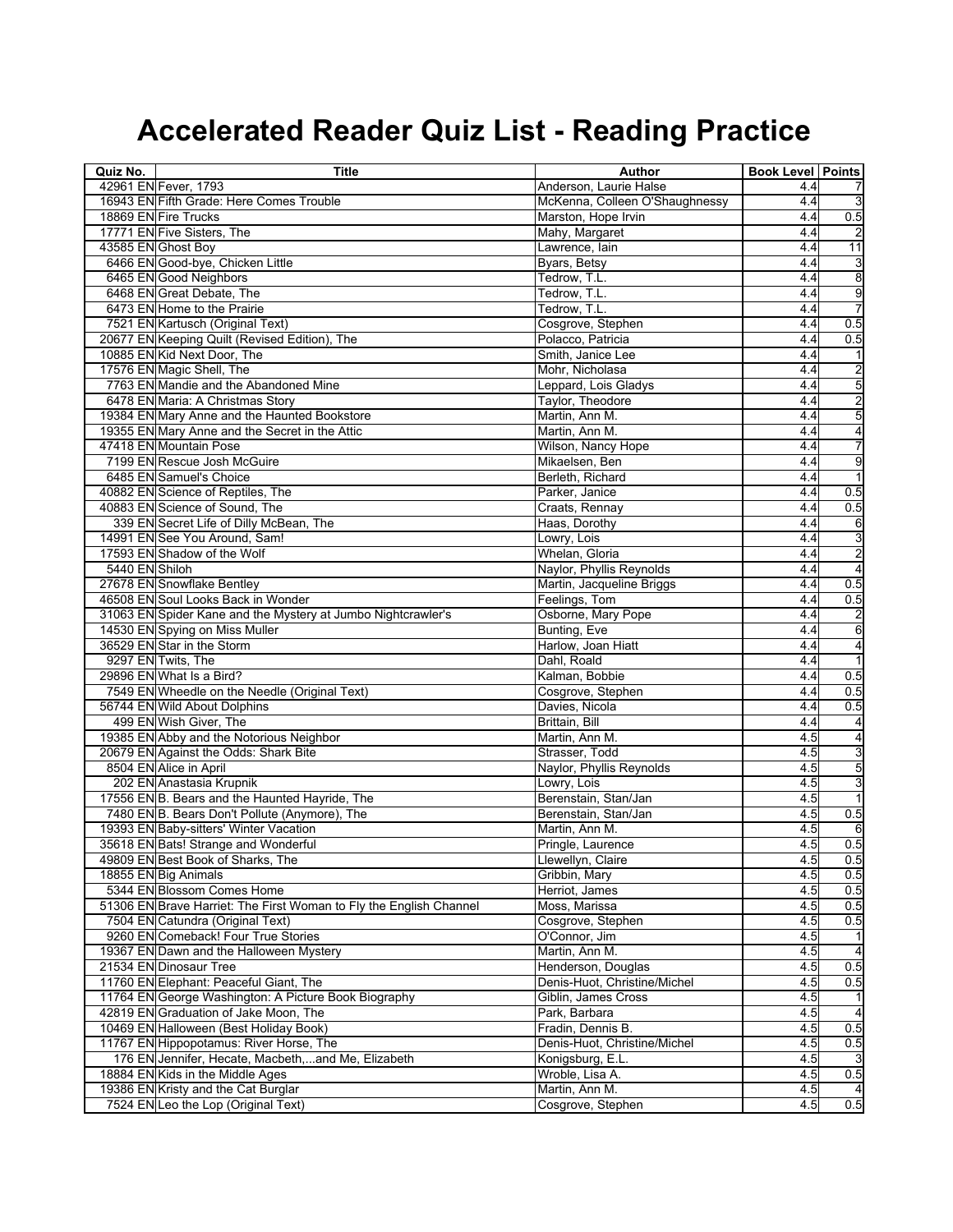# Accelerated Reader Quiz List - Reading Practice

| Quiz No. | Title | Author | Book Level | Points |
|---|---|---|---|---|
| 42961 EN | Fever, 1793 | Anderson, Laurie Halse | 4.4 | 7 |
| 16943 EN | Fifth Grade: Here Comes Trouble | McKenna, Colleen O'Shaughnessy | 4.4 | 3 |
| 18869 EN | Fire Trucks | Marston, Hope Irvin | 4.4 | 0.5 |
| 17771 EN | Five Sisters, The | Mahy, Margaret | 4.4 | 2 |
| 43585 EN | Ghost Boy | Lawrence, Iain | 4.4 | 11 |
| 6466 EN | Good-bye, Chicken Little | Byars, Betsy | 4.4 | 3 |
| 6465 EN | Good Neighbors | Tedrow, T.L. | 4.4 | 8 |
| 6468 EN | Great Debate, The | Tedrow, T.L. | 4.4 | 9 |
| 6473 EN | Home to the Prairie | Tedrow, T.L. | 4.4 | 7 |
| 7521 EN | Kartusch (Original Text) | Cosgrove, Stephen | 4.4 | 0.5 |
| 20677 EN | Keeping Quilt (Revised Edition), The | Polacco, Patricia | 4.4 | 0.5 |
| 10885 EN | Kid Next Door, The | Smith, Janice Lee | 4.4 | 1 |
| 17576 EN | Magic Shell, The | Mohr, Nicholasa | 4.4 | 2 |
| 7763 EN | Mandie and the Abandoned Mine | Leppard, Lois Gladys | 4.4 | 5 |
| 6478 EN | Maria: A Christmas Story | Taylor, Theodore | 4.4 | 2 |
| 19384 EN | Mary Anne and the Haunted Bookstore | Martin, Ann M. | 4.4 | 5 |
| 19355 EN | Mary Anne and the Secret in the Attic | Martin, Ann M. | 4.4 | 4 |
| 47418 EN | Mountain Pose | Wilson, Nancy Hope | 4.4 | 7 |
| 7199 EN | Rescue Josh McGuire | Mikaelsen, Ben | 4.4 | 9 |
| 6485 EN | Samuel's Choice | Berleth, Richard | 4.4 | 1 |
| 40882 EN | Science of Reptiles, The | Parker, Janice | 4.4 | 0.5 |
| 40883 EN | Science of Sound, The | Craats, Rennay | 4.4 | 0.5 |
| 339 EN | Secret Life of Dilly McBean, The | Haas, Dorothy | 4.4 | 6 |
| 14991 EN | See You Around, Sam! | Lowry, Lois | 4.4 | 3 |
| 17593 EN | Shadow of the Wolf | Whelan, Gloria | 4.4 | 2 |
| 5440 EN | Shiloh | Naylor, Phyllis Reynolds | 4.4 | 4 |
| 27678 EN | Snowflake Bentley | Martin, Jacqueline Briggs | 4.4 | 0.5 |
| 46508 EN | Soul Looks Back in Wonder | Feelings, Tom | 4.4 | 0.5 |
| 31063 EN | Spider Kane and the Mystery at Jumbo Nightcrawler's | Osborne, Mary Pope | 4.4 | 2 |
| 14530 EN | Spying on Miss Muller | Bunting, Eve | 4.4 | 6 |
| 36529 EN | Star in the Storm | Harlow, Joan Hiatt | 4.4 | 4 |
| 9297 EN | Twits, The | Dahl, Roald | 4.4 | 1 |
| 29896 EN | What Is a Bird? | Kalman, Bobbie | 4.4 | 0.5 |
| 7549 EN | Wheedle on the Needle (Original Text) | Cosgrove, Stephen | 4.4 | 0.5 |
| 56744 EN | Wild About Dolphins | Davies, Nicola | 4.4 | 0.5 |
| 499 EN | Wish Giver, The | Brittain, Bill | 4.4 | 4 |
| 19385 EN | Abby and the Notorious Neighbor | Martin, Ann M. | 4.5 | 4 |
| 20679 EN | Against the Odds: Shark Bite | Strasser, Todd | 4.5 | 3 |
| 8504 EN | Alice in April | Naylor, Phyllis Reynolds | 4.5 | 5 |
| 202 EN | Anastasia Krupnik | Lowry, Lois | 4.5 | 3 |
| 17556 EN | B. Bears and the Haunted Hayride, The | Berenstain, Stan/Jan | 4.5 | 1 |
| 7480 EN | B. Bears Don't Pollute (Anymore), The | Berenstain, Stan/Jan | 4.5 | 0.5 |
| 19393 EN | Baby-sitters' Winter Vacation | Martin, Ann M. | 4.5 | 6 |
| 35618 EN | Bats! Strange and Wonderful | Pringle, Laurence | 4.5 | 0.5 |
| 49809 EN | Best Book of Sharks, The | Llewellyn, Claire | 4.5 | 0.5 |
| 18855 EN | Big Animals | Gribbin, Mary | 4.5 | 0.5 |
| 5344 EN | Blossom Comes Home | Herriot, James | 4.5 | 0.5 |
| 51306 EN | Brave Harriet: The First Woman to Fly the English Channel | Moss, Marissa | 4.5 | 0.5 |
| 7504 EN | Catundra (Original Text) | Cosgrove, Stephen | 4.5 | 0.5 |
| 9260 EN | Comeback! Four True Stories | O'Connor, Jim | 4.5 | 1 |
| 19367 EN | Dawn and the Halloween Mystery | Martin, Ann M. | 4.5 | 4 |
| 21534 EN | Dinosaur Tree | Henderson, Douglas | 4.5 | 0.5 |
| 11760 EN | Elephant: Peaceful Giant, The | Denis-Huot, Christine/Michel | 4.5 | 0.5 |
| 11764 EN | George Washington: A Picture Book Biography | Giblin, James Cross | 4.5 | 1 |
| 42819 EN | Graduation of Jake Moon, The | Park, Barbara | 4.5 | 4 |
| 10469 EN | Halloween (Best Holiday Book) | Fradin, Dennis B. | 4.5 | 0.5 |
| 11767 EN | Hippopotamus: River Horse, The | Denis-Huot, Christine/Michel | 4.5 | 0.5 |
| 176 EN | Jennifer, Hecate, Macbeth,...and Me, Elizabeth | Konigsburg, E.L. | 4.5 | 3 |
| 18884 EN | Kids in the Middle Ages | Wroble, Lisa A. | 4.5 | 0.5 |
| 19386 EN | Kristy and the Cat Burglar | Martin, Ann M. | 4.5 | 4 |
| 7524 EN | Leo the Lop (Original Text) | Cosgrove, Stephen | 4.5 | 0.5 |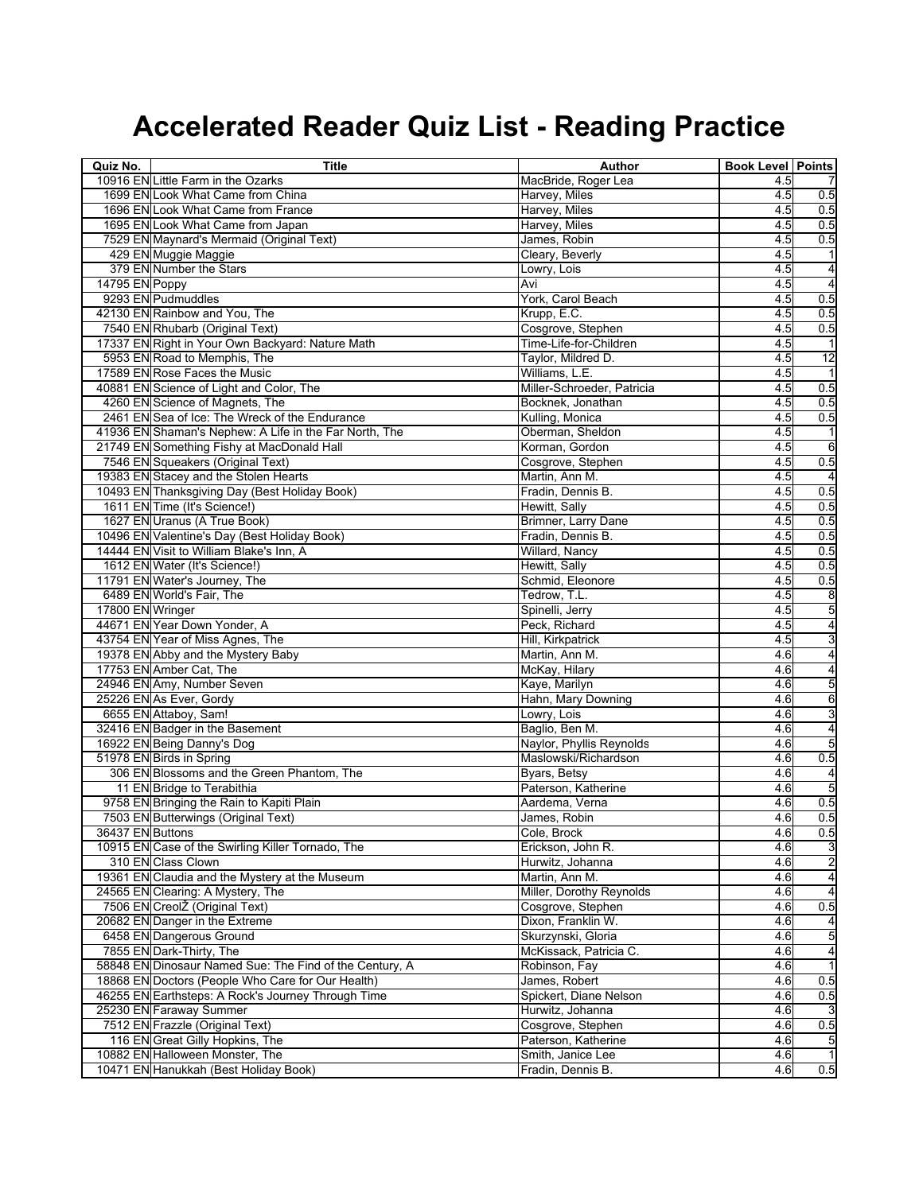# Accelerated Reader Quiz List - Reading Practice

| Quiz No. | Title | Author | Book Level | Points |
|---|---|---|---|---|
| 10916 EN | Little Farm in the Ozarks | MacBride, Roger Lea | 4.5 | 7 |
| 1699 EN | Look What Came from China | Harvey, Miles | 4.5 | 0.5 |
| 1696 EN | Look What Came from France | Harvey, Miles | 4.5 | 0.5 |
| 1695 EN | Look What Came from Japan | Harvey, Miles | 4.5 | 0.5 |
| 7529 EN | Maynard's Mermaid (Original Text) | James, Robin | 4.5 | 0.5 |
| 429 EN | Muggie Maggie | Cleary, Beverly | 4.5 | 1 |
| 379 EN | Number the Stars | Lowry, Lois | 4.5 | 4 |
| 14795 EN | Poppy | Avi | 4.5 | 4 |
| 9293 EN | Pudmuddles | York, Carol Beach | 4.5 | 0.5 |
| 42130 EN | Rainbow and You, The | Krupp, E.C. | 4.5 | 0.5 |
| 7540 EN | Rhubarb (Original Text) | Cosgrove, Stephen | 4.5 | 0.5 |
| 17337 EN | Right in Your Own Backyard: Nature Math | Time-Life-for-Children | 4.5 | 1 |
| 5953 EN | Road to Memphis, The | Taylor, Mildred D. | 4.5 | 12 |
| 17589 EN | Rose Faces the Music | Williams, L.E. | 4.5 | 1 |
| 40881 EN | Science of Light and Color, The | Miller-Schroeder, Patricia | 4.5 | 0.5 |
| 4260 EN | Science of Magnets, The | Bocknek, Jonathan | 4.5 | 0.5 |
| 2461 EN | Sea of Ice: The Wreck of the Endurance | Kulling, Monica | 4.5 | 0.5 |
| 41936 EN | Shaman's Nephew: A Life in the Far North, The | Oberman, Sheldon | 4.5 | 1 |
| 21749 EN | Something Fishy at MacDonald Hall | Korman, Gordon | 4.5 | 6 |
| 7546 EN | Squeakers (Original Text) | Cosgrove, Stephen | 4.5 | 0.5 |
| 19383 EN | Stacey and the Stolen Hearts | Martin, Ann M. | 4.5 | 4 |
| 10493 EN | Thanksgiving Day (Best Holiday Book) | Fradin, Dennis B. | 4.5 | 0.5 |
| 1611 EN | Time (It's Science!) | Hewitt, Sally | 4.5 | 0.5 |
| 1627 EN | Uranus (A True Book) | Brimner, Larry Dane | 4.5 | 0.5 |
| 10496 EN | Valentine's Day (Best Holiday Book) | Fradin, Dennis B. | 4.5 | 0.5 |
| 14444 EN | Visit to William Blake's Inn, A | Willard, Nancy | 4.5 | 0.5 |
| 1612 EN | Water (It's Science!) | Hewitt, Sally | 4.5 | 0.5 |
| 11791 EN | Water's Journey, The | Schmid, Eleonore | 4.5 | 0.5 |
| 6489 EN | World's Fair, The | Tedrow, T.L. | 4.5 | 8 |
| 17800 EN | Wringer | Spinelli, Jerry | 4.5 | 5 |
| 44671 EN | Year Down Yonder, A | Peck, Richard | 4.5 | 4 |
| 43754 EN | Year of Miss Agnes, The | Hill, Kirkpatrick | 4.5 | 3 |
| 19378 EN | Abby and the Mystery Baby | Martin, Ann M. | 4.6 | 4 |
| 17753 EN | Amber Cat, The | McKay, Hilary | 4.6 | 4 |
| 24946 EN | Amy, Number Seven | Kaye, Marilyn | 4.6 | 5 |
| 25226 EN | As Ever, Gordy | Hahn, Mary Downing | 4.6 | 6 |
| 6655 EN | Attaboy, Sam! | Lowry, Lois | 4.6 | 3 |
| 32416 EN | Badger in the Basement | Baglio, Ben M. | 4.6 | 4 |
| 16922 EN | Being Danny's Dog | Naylor, Phyllis Reynolds | 4.6 | 5 |
| 51978 EN | Birds in Spring | Maslowski/Richardson | 4.6 | 0.5 |
| 306 EN | Blossoms and the Green Phantom, The | Byars, Betsy | 4.6 | 4 |
| 11 EN | Bridge to Terabithia | Paterson, Katherine | 4.6 | 5 |
| 9758 EN | Bringing the Rain to Kapiti Plain | Aardema, Verna | 4.6 | 0.5 |
| 7503 EN | Butterwings (Original Text) | James, Robin | 4.6 | 0.5 |
| 36437 EN | Buttons | Cole, Brock | 4.6 | 0.5 |
| 10915 EN | Case of the Swirling Killer Tornado, The | Erickson, John R. | 4.6 | 3 |
| 310 EN | Class Clown | Hurwitz, Johanna | 4.6 | 2 |
| 19361 EN | Claudia and the Mystery at the Museum | Martin, Ann M. | 4.6 | 4 |
| 24565 EN | Clearing: A Mystery, The | Miller, Dorothy Reynolds | 4.6 | 4 |
| 7506 EN | CreolŽ (Original Text) | Cosgrove, Stephen | 4.6 | 0.5 |
| 20682 EN | Danger in the Extreme | Dixon, Franklin W. | 4.6 | 4 |
| 6458 EN | Dangerous Ground | Skurzynski, Gloria | 4.6 | 5 |
| 7855 EN | Dark-Thirty, The | McKissack, Patricia C. | 4.6 | 4 |
| 58848 EN | Dinosaur Named Sue: The Find of the Century, A | Robinson, Fay | 4.6 | 1 |
| 18868 EN | Doctors (People Who Care for Our Health) | James, Robert | 4.6 | 0.5 |
| 46255 EN | Earthsteps: A Rock's Journey Through Time | Spickert, Diane Nelson | 4.6 | 0.5 |
| 25230 EN | Faraway Summer | Hurwitz, Johanna | 4.6 | 3 |
| 7512 EN | Frazzle (Original Text) | Cosgrove, Stephen | 4.6 | 0.5 |
| 116 EN | Great Gilly Hopkins, The | Paterson, Katherine | 4.6 | 5 |
| 10882 EN | Halloween Monster, The | Smith, Janice Lee | 4.6 | 1 |
| 10471 EN | Hanukkah (Best Holiday Book) | Fradin, Dennis B. | 4.6 | 0.5 |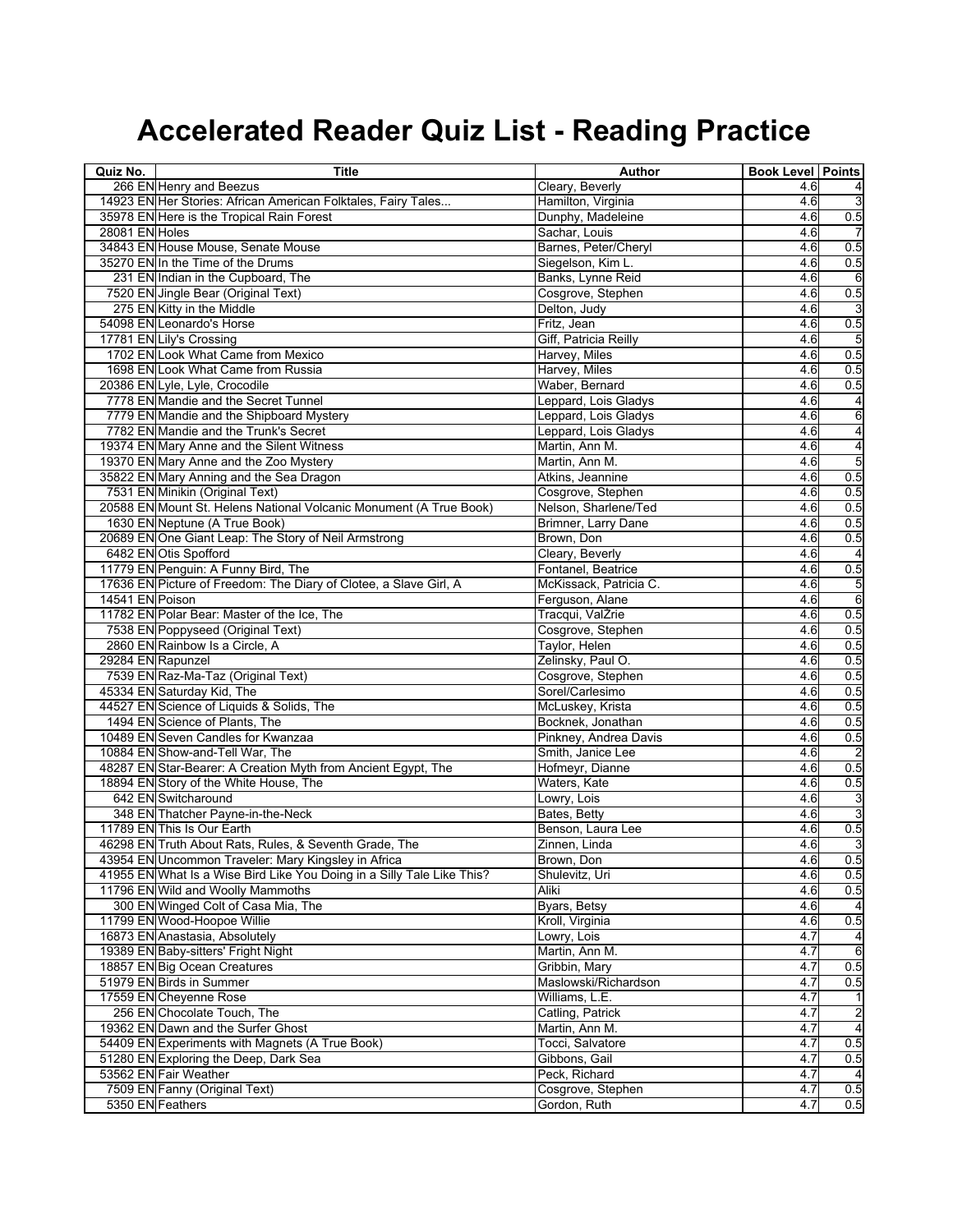# Accelerated Reader Quiz List - Reading Practice

| Quiz No. | Title | Author | Book Level | Points |
|---|---|---|---|---|
| 266 EN | Henry and Beezus | Cleary, Beverly | 4.6 | 4 |
| 14923 EN | Her Stories: African American Folktales, Fairy Tales... | Hamilton, Virginia | 4.6 | 3 |
| 35978 EN | Here is the Tropical Rain Forest | Dunphy, Madeleine | 4.6 | 0.5 |
| 28081 EN | Holes | Sachar, Louis | 4.6 | 7 |
| 34843 EN | House Mouse, Senate Mouse | Barnes, Peter/Cheryl | 4.6 | 0.5 |
| 35270 EN | In the Time of the Drums | Siegelson, Kim L. | 4.6 | 0.5 |
| 231 EN | Indian in the Cupboard, The | Banks, Lynne Reid | 4.6 | 6 |
| 7520 EN | Jingle Bear (Original Text) | Cosgrove, Stephen | 4.6 | 0.5 |
| 275 EN | Kitty in the Middle | Delton, Judy | 4.6 | 3 |
| 54098 EN | Leonardo's Horse | Fritz, Jean | 4.6 | 0.5 |
| 17781 EN | Lily's Crossing | Giff, Patricia Reilly | 4.6 | 5 |
| 1702 EN | Look What Came from Mexico | Harvey, Miles | 4.6 | 0.5 |
| 1698 EN | Look What Came from Russia | Harvey, Miles | 4.6 | 0.5 |
| 20386 EN | Lyle, Lyle, Crocodile | Waber, Bernard | 4.6 | 0.5 |
| 7778 EN | Mandie and the Secret Tunnel | Leppard, Lois Gladys | 4.6 | 4 |
| 7779 EN | Mandie and the Shipboard Mystery | Leppard, Lois Gladys | 4.6 | 6 |
| 7782 EN | Mandie and the Trunk's Secret | Leppard, Lois Gladys | 4.6 | 4 |
| 19374 EN | Mary Anne and the Silent Witness | Martin, Ann M. | 4.6 | 4 |
| 19370 EN | Mary Anne and the Zoo Mystery | Martin, Ann M. | 4.6 | 5 |
| 35822 EN | Mary Anning and the Sea Dragon | Atkins, Jeannine | 4.6 | 0.5 |
| 7531 EN | Minikin (Original Text) | Cosgrove, Stephen | 4.6 | 0.5 |
| 20588 EN | Mount St. Helens National Volcanic Monument (A True Book) | Nelson, Sharlene/Ted | 4.6 | 0.5 |
| 1630 EN | Neptune (A True Book) | Brimner, Larry Dane | 4.6 | 0.5 |
| 20689 EN | One Giant Leap: The Story of Neil Armstrong | Brown, Don | 4.6 | 0.5 |
| 6482 EN | Otis Spofford | Cleary, Beverly | 4.6 | 4 |
| 11779 EN | Penguin: A Funny Bird, The | Fontanel, Beatrice | 4.6 | 0.5 |
| 17636 EN | Picture of Freedom: The Diary of Clotee, a Slave Girl, A | McKissack, Patricia C. | 4.6 | 5 |
| 14541 EN | Poison | Ferguson, Alane | 4.6 | 6 |
| 11782 EN | Polar Bear: Master of the Ice, The | Tracqui, ValŽrie | 4.6 | 0.5 |
| 7538 EN | Poppyseed (Original Text) | Cosgrove, Stephen | 4.6 | 0.5 |
| 2860 EN | Rainbow Is a Circle, A | Taylor, Helen | 4.6 | 0.5 |
| 29284 EN | Rapunzel | Zelinsky, Paul O. | 4.6 | 0.5 |
| 7539 EN | Raz-Ma-Taz (Original Text) | Cosgrove, Stephen | 4.6 | 0.5 |
| 45334 EN | Saturday Kid, The | Sorel/Carlesimo | 4.6 | 0.5 |
| 44527 EN | Science of Liquids & Solids, The | McLuskey, Krista | 4.6 | 0.5 |
| 1494 EN | Science of Plants, The | Bocknek, Jonathan | 4.6 | 0.5 |
| 10489 EN | Seven Candles for Kwanzaa | Pinkney, Andrea Davis | 4.6 | 0.5 |
| 10884 EN | Show-and-Tell War, The | Smith, Janice Lee | 4.6 | 2 |
| 48287 EN | Star-Bearer: A Creation Myth from Ancient Egypt, The | Hofmeyr, Dianne | 4.6 | 0.5 |
| 18894 EN | Story of the White House, The | Waters, Kate | 4.6 | 0.5 |
| 642 EN | Switcharound | Lowry, Lois | 4.6 | 3 |
| 348 EN | Thatcher Payne-in-the-Neck | Bates, Betty | 4.6 | 3 |
| 11789 EN | This Is Our Earth | Benson, Laura Lee | 4.6 | 0.5 |
| 46298 EN | Truth About Rats, Rules, & Seventh Grade, The | Zinnen, Linda | 4.6 | 3 |
| 43954 EN | Uncommon Traveler: Mary Kingsley in Africa | Brown, Don | 4.6 | 0.5 |
| 41955 EN | What Is a Wise Bird Like You Doing in a Silly Tale Like This? | Shulevitz, Uri | 4.6 | 0.5 |
| 11796 EN | Wild and Woolly Mammoths | Aliki | 4.6 | 0.5 |
| 300 EN | Winged Colt of Casa Mia, The | Byars, Betsy | 4.6 | 4 |
| 11799 EN | Wood-Hoopoe Willie | Kroll, Virginia | 4.6 | 0.5 |
| 16873 EN | Anastasia, Absolutely | Lowry, Lois | 4.7 | 4 |
| 19389 EN | Baby-sitters' Fright Night | Martin, Ann M. | 4.7 | 6 |
| 18857 EN | Big Ocean Creatures | Gribbin, Mary | 4.7 | 0.5 |
| 51979 EN | Birds in Summer | Maslowski/Richardson | 4.7 | 0.5 |
| 17559 EN | Cheyenne Rose | Williams, L.E. | 4.7 | 1 |
| 256 EN | Chocolate Touch, The | Catling, Patrick | 4.7 | 2 |
| 19362 EN | Dawn and the Surfer Ghost | Martin, Ann M. | 4.7 | 4 |
| 54409 EN | Experiments with Magnets (A True Book) | Tocci, Salvatore | 4.7 | 0.5 |
| 51280 EN | Exploring the Deep, Dark Sea | Gibbons, Gail | 4.7 | 0.5 |
| 53562 EN | Fair Weather | Peck, Richard | 4.7 | 4 |
| 7509 EN | Fanny (Original Text) | Cosgrove, Stephen | 4.7 | 0.5 |
| 5350 EN | Feathers | Gordon, Ruth | 4.7 | 0.5 |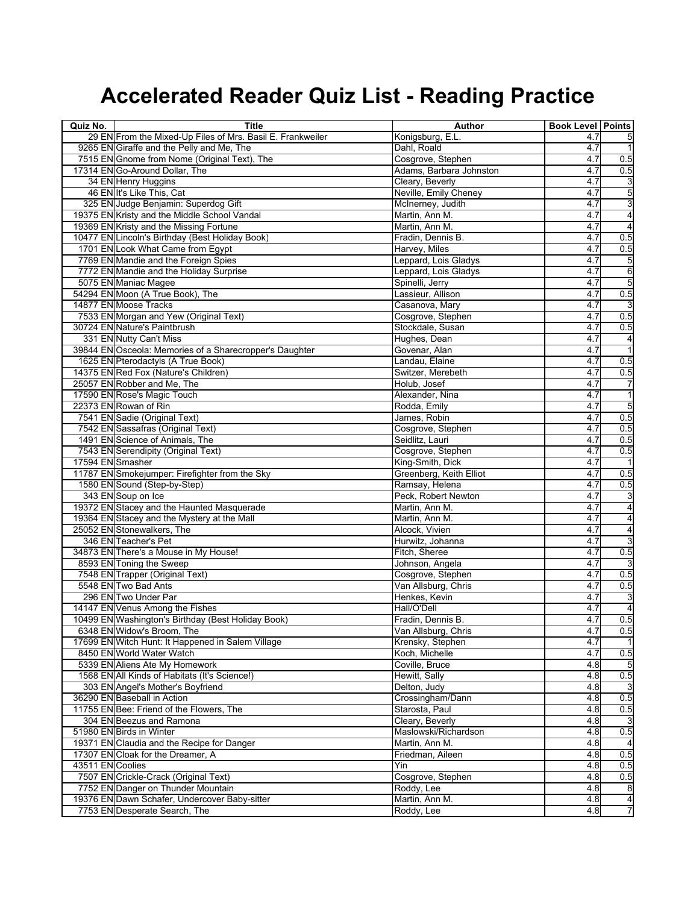# Accelerated Reader Quiz List - Reading Practice

| Quiz No. | Title | Author | Book Level | Points |
|---|---|---|---|---|
| 29 EN | From the Mixed-Up Files of Mrs. Basil E. Frankweiler | Konigsburg, E.L. | 4.7 | 5 |
| 9265 EN | Giraffe and the Pelly and Me, The | Dahl, Roald | 4.7 | 1 |
| 7515 EN | Gnome from Nome (Original Text), The | Cosgrove, Stephen | 4.7 | 0.5 |
| 17314 EN | Go-Around Dollar, The | Adams, Barbara Johnston | 4.7 | 0.5 |
| 34 EN | Henry Huggins | Cleary, Beverly | 4.7 | 3 |
| 46 EN | It's Like This, Cat | Neville, Emily Cheney | 4.7 | 5 |
| 325 EN | Judge Benjamin: Superdog Gift | McInerney, Judith | 4.7 | 3 |
| 19375 EN | Kristy and the Middle School Vandal | Martin, Ann M. | 4.7 | 4 |
| 19369 EN | Kristy and the Missing Fortune | Martin, Ann M. | 4.7 | 4 |
| 10477 EN | Lincoln's Birthday (Best Holiday Book) | Fradin, Dennis B. | 4.7 | 0.5 |
| 1701 EN | Look What Came from Egypt | Harvey, Miles | 4.7 | 0.5 |
| 7769 EN | Mandie and the Foreign Spies | Leppard, Lois Gladys | 4.7 | 5 |
| 7772 EN | Mandie and the Holiday Surprise | Leppard, Lois Gladys | 4.7 | 6 |
| 5075 EN | Maniac Magee | Spinelli, Jerry | 4.7 | 5 |
| 54294 EN | Moon (A True Book), The | Lassieur, Allison | 4.7 | 0.5 |
| 14877 EN | Moose Tracks | Casanova, Mary | 4.7 | 3 |
| 7533 EN | Morgan and Yew (Original Text) | Cosgrove, Stephen | 4.7 | 0.5 |
| 30724 EN | Nature's Paintbrush | Stockdale, Susan | 4.7 | 0.5 |
| 331 EN | Nutty Can't Miss | Hughes, Dean | 4.7 | 4 |
| 39844 EN | Osceola: Memories of a Sharecropper's Daughter | Govenar, Alan | 4.7 | 1 |
| 1625 EN | Pterodactyls (A True Book) | Landau, Elaine | 4.7 | 0.5 |
| 14375 EN | Red Fox (Nature's Children) | Switzer, Merebeth | 4.7 | 0.5 |
| 25057 EN | Robber and Me, The | Holub, Josef | 4.7 | 7 |
| 17590 EN | Rose's Magic Touch | Alexander, Nina | 4.7 | 1 |
| 22373 EN | Rowan of Rin | Rodda, Emily | 4.7 | 5 |
| 7541 EN | Sadie (Original Text) | James, Robin | 4.7 | 0.5 |
| 7542 EN | Sassafras (Original Text) | Cosgrove, Stephen | 4.7 | 0.5 |
| 1491 EN | Science of Animals, The | Seidlitz, Lauri | 4.7 | 0.5 |
| 7543 EN | Serendipity (Original Text) | Cosgrove, Stephen | 4.7 | 0.5 |
| 17594 EN | Smasher | King-Smith, Dick | 4.7 | 1 |
| 11787 EN | Smokejumper: Firefighter from the Sky | Greenberg, Keith Elliot | 4.7 | 0.5 |
| 1580 EN | Sound (Step-by-Step) | Ramsay, Helena | 4.7 | 0.5 |
| 343 EN | Soup on Ice | Peck, Robert Newton | 4.7 | 3 |
| 19372 EN | Stacey and the Haunted Masquerade | Martin, Ann M. | 4.7 | 4 |
| 19364 EN | Stacey and the Mystery at the Mall | Martin, Ann M. | 4.7 | 4 |
| 25052 EN | Stonewalkers, The | Alcock, Vivien | 4.7 | 4 |
| 346 EN | Teacher's Pet | Hurwitz, Johanna | 4.7 | 3 |
| 34873 EN | There's a Mouse in My House! | Fitch, Sheree | 4.7 | 0.5 |
| 8593 EN | Toning the Sweep | Johnson, Angela | 4.7 | 3 |
| 7548 EN | Trapper (Original Text) | Cosgrove, Stephen | 4.7 | 0.5 |
| 5548 EN | Two Bad Ants | Van Allsburg, Chris | 4.7 | 0.5 |
| 296 EN | Two Under Par | Henkes, Kevin | 4.7 | 3 |
| 14147 EN | Venus Among the Fishes | Hall/O'Dell | 4.7 | 4 |
| 10499 EN | Washington's Birthday (Best Holiday Book) | Fradin, Dennis B. | 4.7 | 0.5 |
| 6348 EN | Widow's Broom, The | Van Allsburg, Chris | 4.7 | 0.5 |
| 17699 EN | Witch Hunt: It Happened in Salem Village | Krensky, Stephen | 4.7 | 1 |
| 8450 EN | World Water Watch | Koch, Michelle | 4.7 | 0.5 |
| 5339 EN | Aliens Ate My Homework | Coville, Bruce | 4.8 | 5 |
| 1568 EN | All Kinds of Habitats (It's Science!) | Hewitt, Sally | 4.8 | 0.5 |
| 303 EN | Angel's Mother's Boyfriend | Delton, Judy | 4.8 | 3 |
| 36290 EN | Baseball in Action | Crossingham/Dann | 4.8 | 0.5 |
| 11755 EN | Bee: Friend of the Flowers, The | Starosta, Paul | 4.8 | 0.5 |
| 304 EN | Beezus and Ramona | Cleary, Beverly | 4.8 | 3 |
| 51980 EN | Birds in Winter | Maslowski/Richardson | 4.8 | 0.5 |
| 19371 EN | Claudia and the Recipe for Danger | Martin, Ann M. | 4.8 | 4 |
| 17307 EN | Cloak for the Dreamer, A | Friedman, Aileen | 4.8 | 0.5 |
| 43511 EN | Coolies | Yin | 4.8 | 0.5 |
| 7507 EN | Crickle-Crack (Original Text) | Cosgrove, Stephen | 4.8 | 0.5 |
| 7752 EN | Danger on Thunder Mountain | Roddy, Lee | 4.8 | 8 |
| 19376 EN | Dawn Schafer, Undercover Baby-sitter | Martin, Ann M. | 4.8 | 4 |
| 7753 EN | Desperate Search, The | Roddy, Lee | 4.8 | 7 |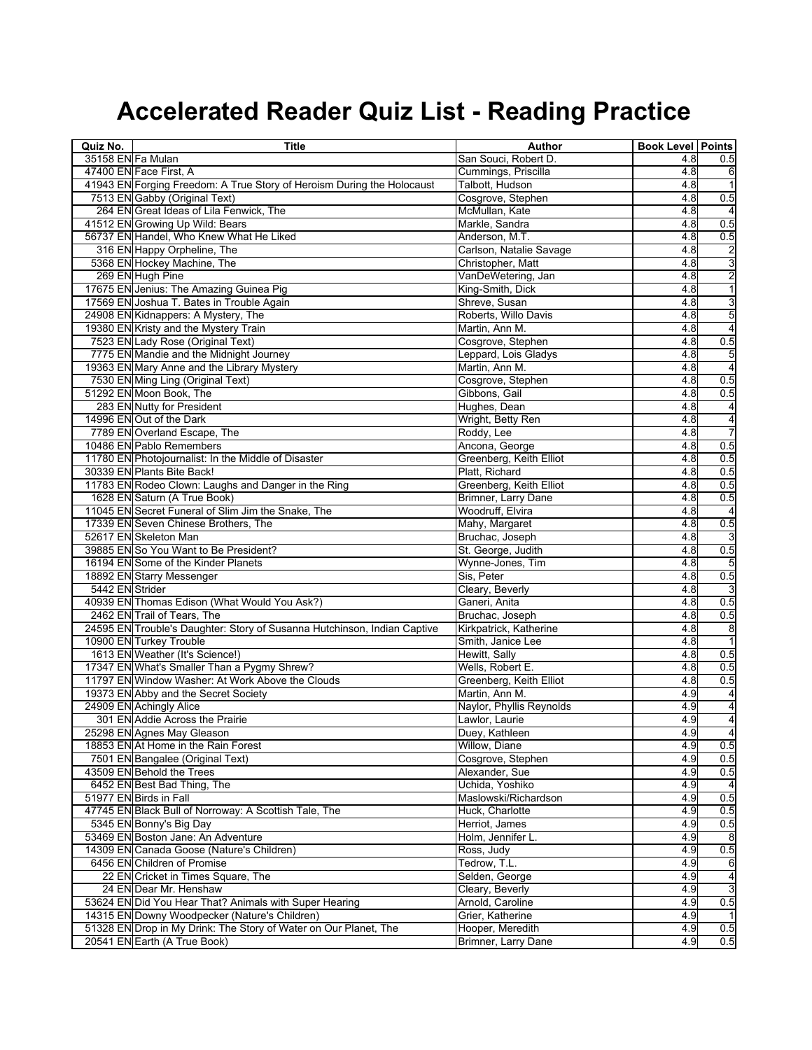# Accelerated Reader Quiz List - Reading Practice

| Quiz No. | Title | Author | Book Level | Points |
|---|---|---|---|---|
| 35158 EN | Fa Mulan | San Souci, Robert D. | 4.8 | 0.5 |
| 47400 EN | Face First, A | Cummings, Priscilla | 4.8 | 6 |
| 41943 EN | Forging Freedom: A True Story of Heroism During the Holocaust | Talbott, Hudson | 4.8 | 1 |
| 7513 EN | Gabby (Original Text) | Cosgrove, Stephen | 4.8 | 0.5 |
| 264 EN | Great Ideas of Lila Fenwick, The | McMullan, Kate | 4.8 | 4 |
| 41512 EN | Growing Up Wild: Bears | Markle, Sandra | 4.8 | 0.5 |
| 56737 EN | Handel, Who Knew What He Liked | Anderson, M.T. | 4.8 | 0.5 |
| 316 EN | Happy Orpheline, The | Carlson, Natalie Savage | 4.8 | 2 |
| 5368 EN | Hockey Machine, The | Christopher, Matt | 4.8 | 3 |
| 269 EN | Hugh Pine | VanDeWetering, Jan | 4.8 | 2 |
| 17675 EN | Jenius: The Amazing Guinea Pig | King-Smith, Dick | 4.8 | 1 |
| 17569 EN | Joshua T. Bates in Trouble Again | Shreve, Susan | 4.8 | 3 |
| 24908 EN | Kidnappers: A Mystery, The | Roberts, Willo Davis | 4.8 | 5 |
| 19380 EN | Kristy and the Mystery Train | Martin, Ann M. | 4.8 | 4 |
| 7523 EN | Lady Rose (Original Text) | Cosgrove, Stephen | 4.8 | 0.5 |
| 7775 EN | Mandie and the Midnight Journey | Leppard, Lois Gladys | 4.8 | 5 |
| 19363 EN | Mary Anne and the Library Mystery | Martin, Ann M. | 4.8 | 4 |
| 7530 EN | Ming Ling (Original Text) | Cosgrove, Stephen | 4.8 | 0.5 |
| 51292 EN | Moon Book, The | Gibbons, Gail | 4.8 | 0.5 |
| 283 EN | Nutty for President | Hughes, Dean | 4.8 | 4 |
| 14996 EN | Out of the Dark | Wright, Betty Ren | 4.8 | 4 |
| 7789 EN | Overland Escape, The | Roddy, Lee | 4.8 | 7 |
| 10486 EN | Pablo Remembers | Ancona, George | 4.8 | 0.5 |
| 11780 EN | Photojournalist: In the Middle of Disaster | Greenberg, Keith Elliot | 4.8 | 0.5 |
| 30339 EN | Plants Bite Back! | Platt, Richard | 4.8 | 0.5 |
| 11783 EN | Rodeo Clown: Laughs and Danger in the Ring | Greenberg, Keith Elliot | 4.8 | 0.5 |
| 1628 EN | Saturn (A True Book) | Brimner, Larry Dane | 4.8 | 0.5 |
| 11045 EN | Secret Funeral of Slim Jim the Snake, The | Woodruff, Elvira | 4.8 | 4 |
| 17339 EN | Seven Chinese Brothers, The | Mahy, Margaret | 4.8 | 0.5 |
| 52617 EN | Skeleton Man | Bruchac, Joseph | 4.8 | 3 |
| 39885 EN | So You Want to Be President? | St. George, Judith | 4.8 | 0.5 |
| 16194 EN | Some of the Kinder Planets | Wynne-Jones, Tim | 4.8 | 5 |
| 18892 EN | Starry Messenger | Sis, Peter | 4.8 | 0.5 |
| 5442 EN | Strider | Cleary, Beverly | 4.8 | 3 |
| 40939 EN | Thomas Edison (What Would You Ask?) | Ganeri, Anita | 4.8 | 0.5 |
| 2462 EN | Trail of Tears, The | Bruchac, Joseph | 4.8 | 0.5 |
| 24595 EN | Trouble's Daughter: Story of Susanna Hutchinson, Indian Captive | Kirkpatrick, Katherine | 4.8 | 8 |
| 10900 EN | Turkey Trouble | Smith, Janice Lee | 4.8 | 1 |
| 1613 EN | Weather (It's Science!) | Hewitt, Sally | 4.8 | 0.5 |
| 17347 EN | What's Smaller Than a Pygmy Shrew? | Wells, Robert E. | 4.8 | 0.5 |
| 11797 EN | Window Washer: At Work Above the Clouds | Greenberg, Keith Elliot | 4.8 | 0.5 |
| 19373 EN | Abby and the Secret Society | Martin, Ann M. | 4.9 | 4 |
| 24909 EN | Achingly Alice | Naylor, Phyllis Reynolds | 4.9 | 4 |
| 301 EN | Addie Across the Prairie | Lawlor, Laurie | 4.9 | 4 |
| 25298 EN | Agnes May Gleason | Duey, Kathleen | 4.9 | 4 |
| 18853 EN | At Home in the Rain Forest | Willow, Diane | 4.9 | 0.5 |
| 7501 EN | Bangalee (Original Text) | Cosgrove, Stephen | 4.9 | 0.5 |
| 43509 EN | Behold the Trees | Alexander, Sue | 4.9 | 0.5 |
| 6452 EN | Best Bad Thing, The | Uchida, Yoshiko | 4.9 | 4 |
| 51977 EN | Birds in Fall | Maslowski/Richardson | 4.9 | 0.5 |
| 47745 EN | Black Bull of Norroway: A Scottish Tale, The | Huck, Charlotte | 4.9 | 0.5 |
| 5345 EN | Bonny's Big Day | Herriot, James | 4.9 | 0.5 |
| 53469 EN | Boston Jane: An Adventure | Holm, Jennifer L. | 4.9 | 8 |
| 14309 EN | Canada Goose (Nature's Children) | Ross, Judy | 4.9 | 0.5 |
| 6456 EN | Children of Promise | Tedrow, T.L. | 4.9 | 6 |
| 22 EN | Cricket in Times Square, The | Selden, George | 4.9 | 4 |
| 24 EN | Dear Mr. Henshaw | Cleary, Beverly | 4.9 | 3 |
| 53624 EN | Did You Hear That? Animals with Super Hearing | Arnold, Caroline | 4.9 | 0.5 |
| 14315 EN | Downy Woodpecker (Nature's Children) | Grier, Katherine | 4.9 | 1 |
| 51328 EN | Drop in My Drink: The Story of Water on Our Planet, The | Hooper, Meredith | 4.9 | 0.5 |
| 20541 EN | Earth (A True Book) | Brimner, Larry Dane | 4.9 | 0.5 |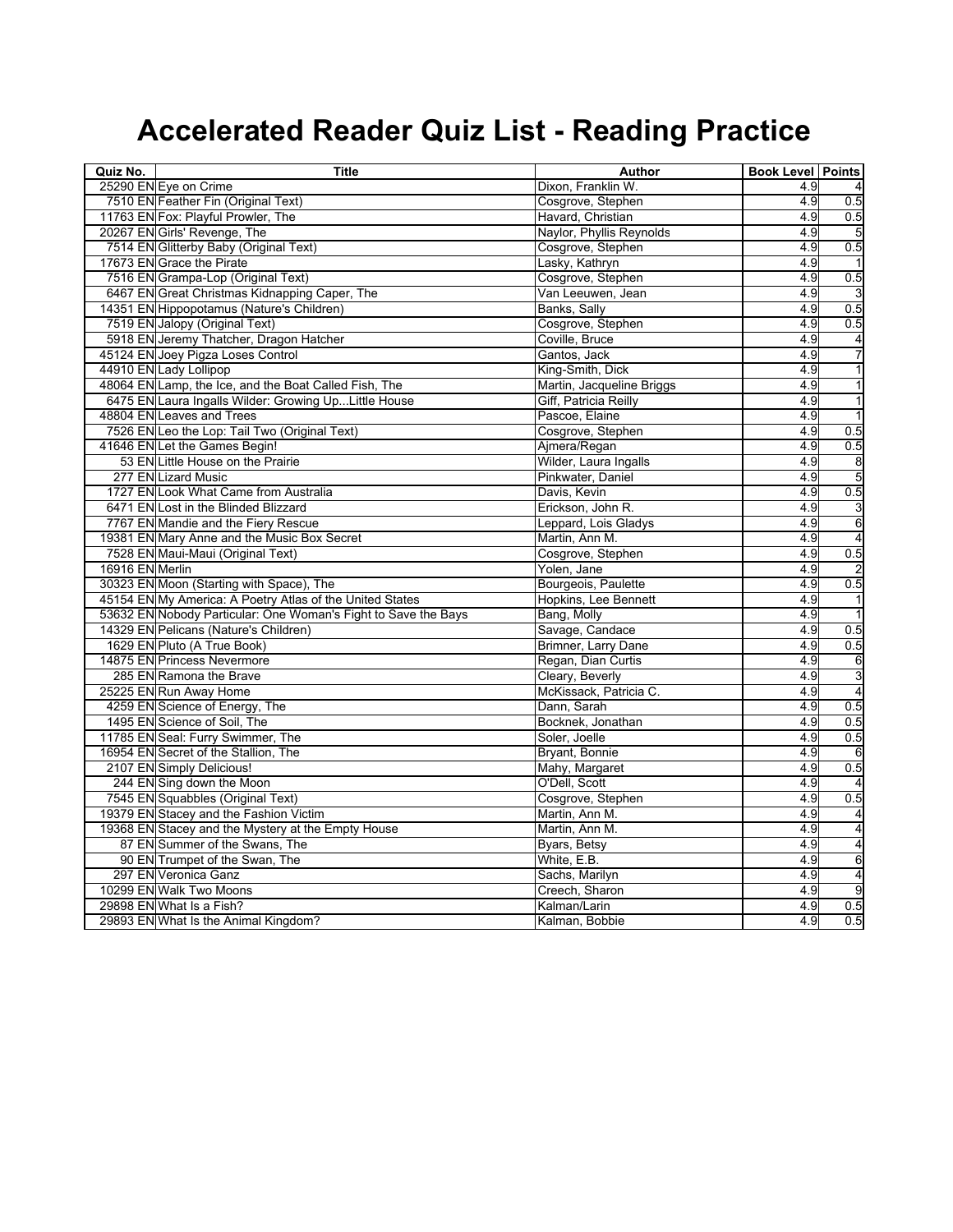# Accelerated Reader Quiz List - Reading Practice

| Quiz No. | Title | Author | Book Level | Points |
|---|---|---|---|---|
| 25290 EN | Eye on Crime | Dixon, Franklin W. | 4.9 | 4 |
| 7510 EN | Feather Fin (Original Text) | Cosgrove, Stephen | 4.9 | 0.5 |
| 11763 EN | Fox: Playful Prowler, The | Havard, Christian | 4.9 | 0.5 |
| 20267 EN | Girls' Revenge, The | Naylor, Phyllis Reynolds | 4.9 | 5 |
| 7514 EN | Glitterby Baby (Original Text) | Cosgrove, Stephen | 4.9 | 0.5 |
| 17673 EN | Grace the Pirate | Lasky, Kathryn | 4.9 | 1 |
| 7516 EN | Grampa-Lop (Original Text) | Cosgrove, Stephen | 4.9 | 0.5 |
| 6467 EN | Great Christmas Kidnapping Caper, The | Van Leeuwen, Jean | 4.9 | 3 |
| 14351 EN | Hippopotamus (Nature's Children) | Banks, Sally | 4.9 | 0.5 |
| 7519 EN | Jalopy (Original Text) | Cosgrove, Stephen | 4.9 | 0.5 |
| 5918 EN | Jeremy Thatcher, Dragon Hatcher | Coville, Bruce | 4.9 | 4 |
| 45124 EN | Joey Pigza Loses Control | Gantos, Jack | 4.9 | 7 |
| 44910 EN | Lady Lollipop | King-Smith, Dick | 4.9 | 1 |
| 48064 EN | Lamp, the Ice, and the Boat Called Fish, The | Martin, Jacqueline Briggs | 4.9 | 1 |
| 6475 EN | Laura Ingalls Wilder: Growing Up...Little House | Giff, Patricia Reilly | 4.9 | 1 |
| 48804 EN | Leaves and Trees | Pascoe, Elaine | 4.9 | 1 |
| 7526 EN | Leo the Lop: Tail Two (Original Text) | Cosgrove, Stephen | 4.9 | 0.5 |
| 41646 EN | Let the Games Begin! | Ajmera/Regan | 4.9 | 0.5 |
| 53 EN | Little House on the Prairie | Wilder, Laura Ingalls | 4.9 | 8 |
| 277 EN | Lizard Music | Pinkwater, Daniel | 4.9 | 5 |
| 1727 EN | Look What Came from Australia | Davis, Kevin | 4.9 | 0.5 |
| 6471 EN | Lost in the Blinded Blizzard | Erickson, John R. | 4.9 | 3 |
| 7767 EN | Mandie and the Fiery Rescue | Leppard, Lois Gladys | 4.9 | 6 |
| 19381 EN | Mary Anne and the Music Box Secret | Martin, Ann M. | 4.9 | 4 |
| 7528 EN | Maui-Maui (Original Text) | Cosgrove, Stephen | 4.9 | 0.5 |
| 16916 EN | Merlin | Yolen, Jane | 4.9 | 2 |
| 30323 EN | Moon (Starting with Space), The | Bourgeois, Paulette | 4.9 | 0.5 |
| 45154 EN | My America: A Poetry Atlas of the United States | Hopkins, Lee Bennett | 4.9 | 1 |
| 53632 EN | Nobody Particular: One Woman's Fight to Save the Bays | Bang, Molly | 4.9 | 1 |
| 14329 EN | Pelicans (Nature's Children) | Savage, Candace | 4.9 | 0.5 |
| 1629 EN | Pluto (A True Book) | Brimner, Larry Dane | 4.9 | 0.5 |
| 14875 EN | Princess Nevermore | Regan, Dian Curtis | 4.9 | 6 |
| 285 EN | Ramona the Brave | Cleary, Beverly | 4.9 | 3 |
| 25225 EN | Run Away Home | McKissack, Patricia C. | 4.9 | 4 |
| 4259 EN | Science of Energy, The | Dann, Sarah | 4.9 | 0.5 |
| 1495 EN | Science of Soil, The | Bocknek, Jonathan | 4.9 | 0.5 |
| 11785 EN | Seal: Furry Swimmer, The | Soler, Joelle | 4.9 | 0.5 |
| 16954 EN | Secret of the Stallion, The | Bryant, Bonnie | 4.9 | 6 |
| 2107 EN | Simply Delicious! | Mahy, Margaret | 4.9 | 0.5 |
| 244 EN | Sing down the Moon | O'Dell, Scott | 4.9 | 4 |
| 7545 EN | Squabbles (Original Text) | Cosgrove, Stephen | 4.9 | 0.5 |
| 19379 EN | Stacey and the Fashion Victim | Martin, Ann M. | 4.9 | 4 |
| 19368 EN | Stacey and the Mystery at the Empty House | Martin, Ann M. | 4.9 | 4 |
| 87 EN | Summer of the Swans, The | Byars, Betsy | 4.9 | 4 |
| 90 EN | Trumpet of the Swan, The | White, E.B. | 4.9 | 6 |
| 297 EN | Veronica Ganz | Sachs, Marilyn | 4.9 | 4 |
| 10299 EN | Walk Two Moons | Creech, Sharon | 4.9 | 9 |
| 29898 EN | What Is a Fish? | Kalman/Larin | 4.9 | 0.5 |
| 29893 EN | What Is the Animal Kingdom? | Kalman, Bobbie | 4.9 | 0.5 |